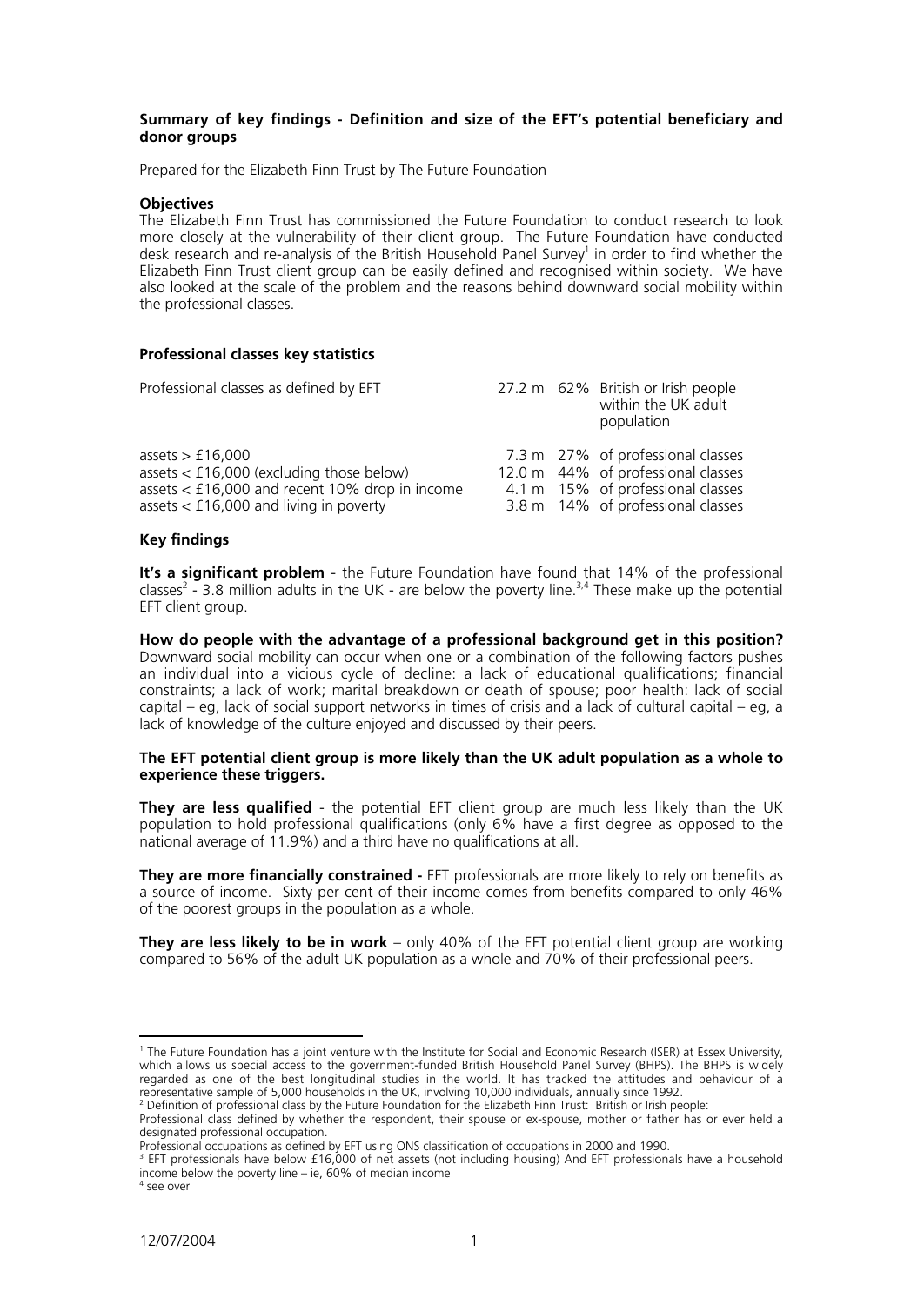**Summary of key findings - Definition and size of the EFT's potential beneficiary and donor groups**

Prepared for the Elizabeth Finn Trust by The Future Foundation

**Objectives**

The Elizabeth Finn Trust has commissioned the Future Foundation to conduct research to look more closely at the vulnerability of their client group. The Future Foundation have conducted desk research and re-analysis of the British Household Panel Survey[1] in order to find whether the Elizabeth Finn Trust client group can be easily defined and recognised within society. We have also looked at the scale of the problem and the reasons behind downward social mobility within the professional classes.

**Professional classes key statistics**

| | | | |
|---|---|---|---|
| Professional classes as defined by EFT | 27.2 m | 62% | British or Irish people within the UK adult population |
| assets > £16,000 | 7.3 m | 27% | of professional classes |
| assets < £16,000 (excluding those below) | 12.0 m | 44% | of professional classes |
| assets < £16,000 and recent 10% drop in income | 4.1 m | 15% | of professional classes |
| assets < £16,000 and living in poverty | 3.8 m | 14% | of professional classes |

**Key findings**

**It's a significant problem** - the Future Foundation have found that 14% of the professional classes[2] - 3.8 million adults in the UK - are below the poverty line.[3,4] These make up the potential EFT client group.

**How do people with the advantage of a professional background get in this position?** Downward social mobility can occur when one or a combination of the following factors pushes an individual into a vicious cycle of decline: a lack of educational qualifications; financial constraints; a lack of work; marital breakdown or death of spouse; poor health: lack of social capital – eg, lack of social support networks in times of crisis and a lack of cultural capital – eg, a lack of knowledge of the culture enjoyed and discussed by their peers.

**The EFT potential client group is more likely than the UK adult population as a whole to experience these triggers.**

**They are less qualified** - the potential EFT client group are much less likely than the UK population to hold professional qualifications (only 6% have a first degree as opposed to the national average of 11.9%) and a third have no qualifications at all.

**They are more financially constrained -** EFT professionals are more likely to rely on benefits as a source of income. Sixty per cent of their income comes from benefits compared to only 46% of the poorest groups in the population as a whole.

**They are less likely to be in work** – only 40% of the EFT potential client group are working compared to 56% of the adult UK population as a whole and 70% of their professional peers.

---

[1] The Future Foundation has a joint venture with the Institute for Social and Economic Research (ISER) at Essex University, which allows us special access to the government-funded British Household Panel Survey (BHPS). The BHPS is widely regarded as one of the best longitudinal studies in the world. It has tracked the attitudes and behaviour of a representative sample of 5,000 households in the UK, involving 10,000 individuals, annually since 1992.

[2] Definition of professional class by the Future Foundation for the Elizabeth Finn Trust: British or Irish people:
Professional class defined by whether the respondent, their spouse or ex-spouse, mother or father has or ever held a designated professional occupation.
Professional occupations as defined by EFT using ONS classification of occupations in 2000 and 1990.

[3] EFT professionals have below £16,000 of net assets (not including housing) And EFT professionals have a household income below the poverty line – ie, 60% of median income

[4] see over

12/07/2004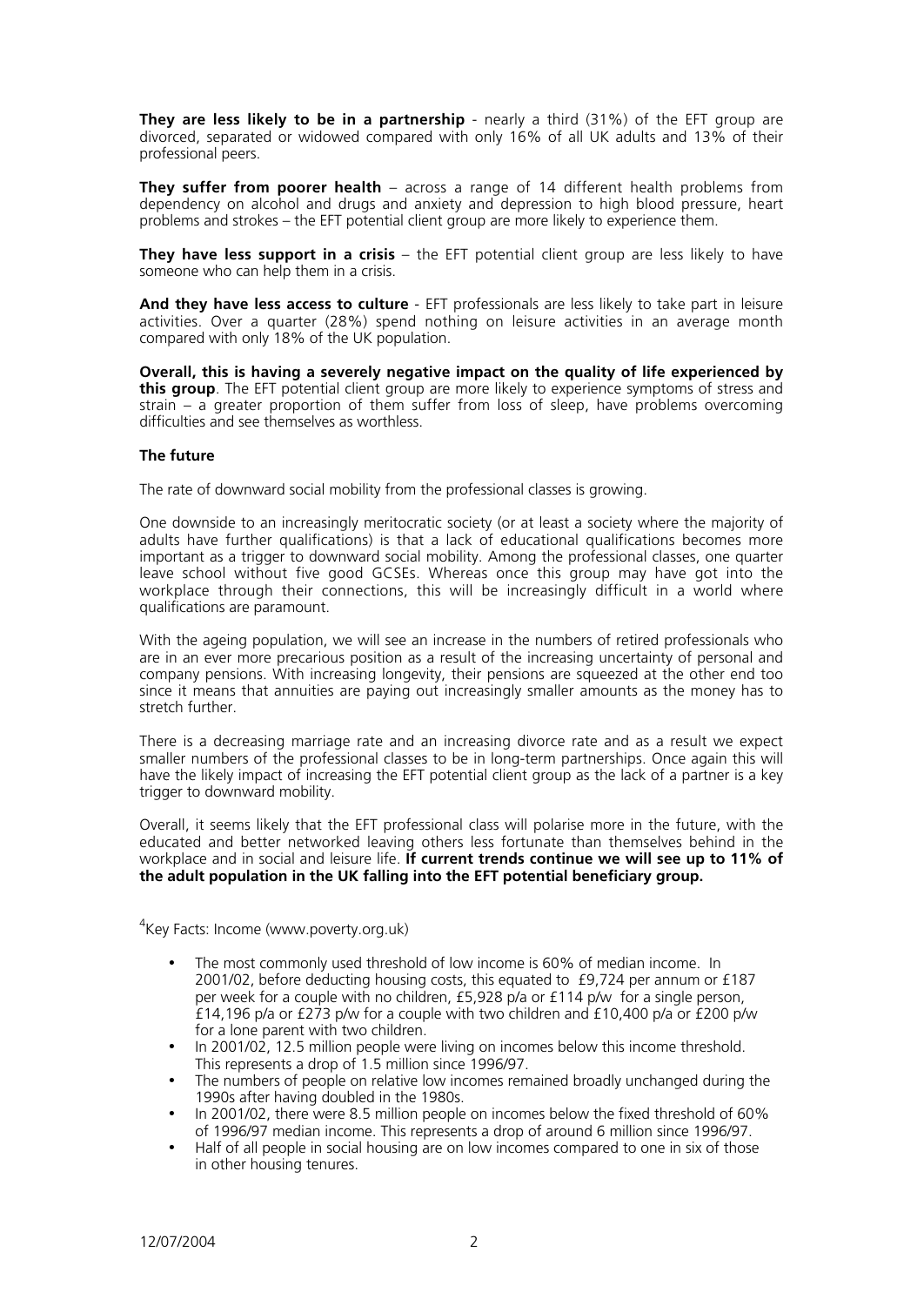**They are less likely to be in a partnership** - nearly a third (31%) of the EFT group are divorced, separated or widowed compared with only 16% of all UK adults and 13% of their professional peers.

**They suffer from poorer health** – across a range of 14 different health problems from dependency on alcohol and drugs and anxiety and depression to high blood pressure, heart problems and strokes – the EFT potential client group are more likely to experience them.

**They have less support in a crisis** – the EFT potential client group are less likely to have someone who can help them in a crisis.

**And they have less access to culture** - EFT professionals are less likely to take part in leisure activities. Over a quarter (28%) spend nothing on leisure activities in an average month compared with only 18% of the UK population.

**Overall, this is having a severely negative impact on the quality of life experienced by this group**. The EFT potential client group are more likely to experience symptoms of stress and strain – a greater proportion of them suffer from loss of sleep, have problems overcoming difficulties and see themselves as worthless.

**The future**

The rate of downward social mobility from the professional classes is growing.

One downside to an increasingly meritocratic society (or at least a society where the majority of adults have further qualifications) is that a lack of educational qualifications becomes more important as a trigger to downward social mobility. Among the professional classes, one quarter leave school without five good GCSEs. Whereas once this group may have got into the workplace through their connections, this will be increasingly difficult in a world where qualifications are paramount.

With the ageing population, we will see an increase in the numbers of retired professionals who are in an ever more precarious position as a result of the increasing uncertainty of personal and company pensions. With increasing longevity, their pensions are squeezed at the other end too since it means that annuities are paying out increasingly smaller amounts as the money has to stretch further.

There is a decreasing marriage rate and an increasing divorce rate and as a result we expect smaller numbers of the professional classes to be in long-term partnerships. Once again this will have the likely impact of increasing the EFT potential client group as the lack of a partner is a key trigger to downward mobility.

Overall, it seems likely that the EFT professional class will polarise more in the future, with the educated and better networked leaving others less fortunate than themselves behind in the workplace and in social and leisure life. **If current trends continue we will see up to 11% of the adult population in the UK falling into the EFT potential beneficiary group.**

[4]Key Facts: Income (www.poverty.org.uk)

- The most commonly used threshold of low income is 60% of median income. In 2001/02, before deducting housing costs, this equated to £9,724 per annum or £187 per week for a couple with no children, £5,928 p/a or £114 p/w for a single person, £14,196 p/a or £273 p/w for a couple with two children and £10,400 p/a or £200 p/w for a lone parent with two children.
- In 2001/02, 12.5 million people were living on incomes below this income threshold. This represents a drop of 1.5 million since 1996/97.
- The numbers of people on relative low incomes remained broadly unchanged during the 1990s after having doubled in the 1980s.
- In 2001/02, there were 8.5 million people on incomes below the fixed threshold of 60% of 1996/97 median income. This represents a drop of around 6 million since 1996/97.
- Half of all people in social housing are on low incomes compared to one in six of those in other housing tenures.